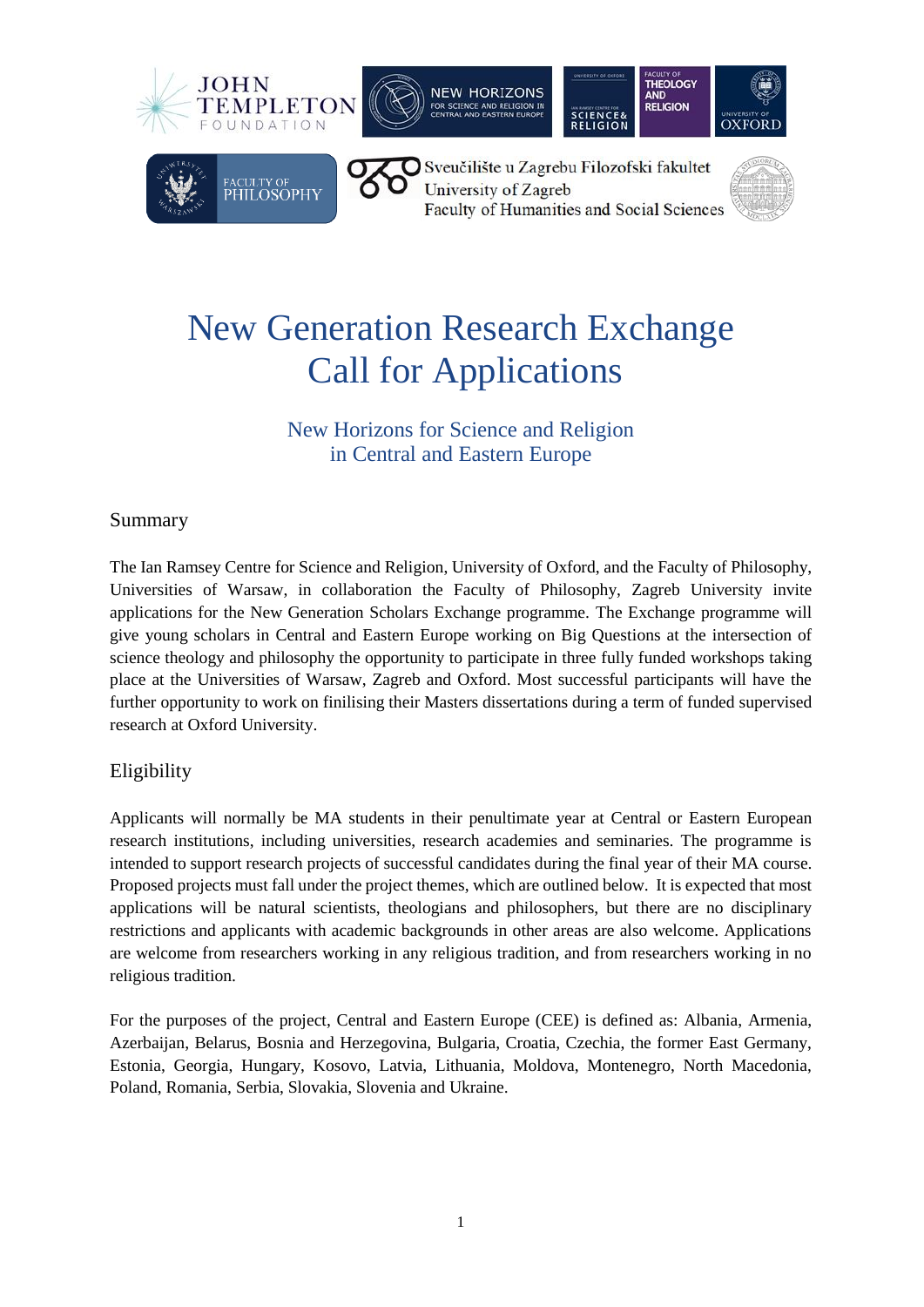# New Generation Research Exchange
# Call for Applications

### New Horizons for Science and Religion in Central and Eastern Europe

## Summary

The Ian Ramsey Centre for Science and Religion, University of Oxford, and the Faculty of Philosophy, Universities of Warsaw, in collaboration the Faculty of Philosophy, Zagreb University invite applications for the New Generation Scholars Exchange programme. The Exchange programme will give young scholars in Central and Eastern Europe working on Big Questions at the intersection of science theology and philosophy the opportunity to participate in three fully funded workshops taking place at the Universities of Warsaw, Zagreb and Oxford. Most successful participants will have the further opportunity to work on finilising their Masters dissertations during a term of funded supervised research at Oxford University.

## Eligibility

Applicants will normally be MA students in their penultimate year at Central or Eastern European research institutions, including universities, research academies and seminaries. The programme is intended to support research projects of successful candidates during the final year of their MA course. Proposed projects must fall under the project themes, which are outlined below. It is expected that most applications will be natural scientists, theologians and philosophers, but there are no disciplinary restrictions and applicants with academic backgrounds in other areas are also welcome. Applications are welcome from researchers working in any religious tradition, and from researchers working in no religious tradition.

For the purposes of the project, Central and Eastern Europe (CEE) is defined as: Albania, Armenia, Azerbaijan, Belarus, Bosnia and Herzegovina, Bulgaria, Croatia, Czechia, the former East Germany, Estonia, Georgia, Hungary, Kosovo, Latvia, Lithuania, Moldova, Montenegro, North Macedonia, Poland, Romania, Serbia, Slovakia, Slovenia and Ukraine.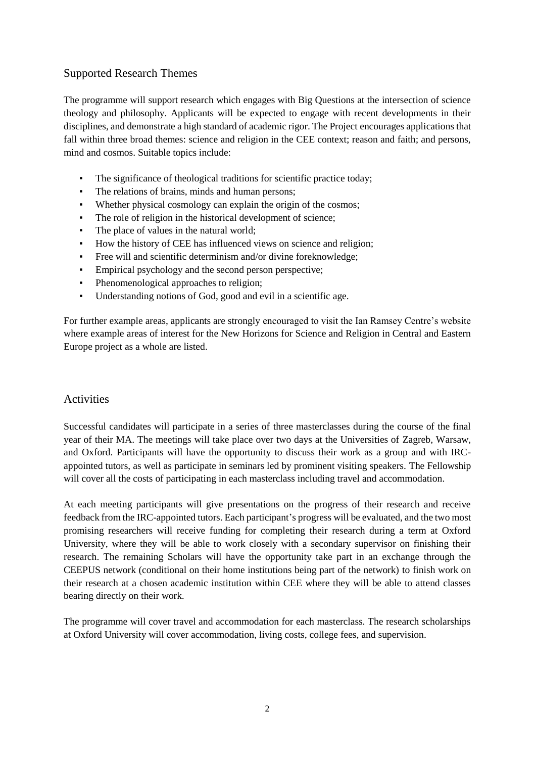## Supported Research Themes

The programme will support research which engages with Big Questions at the intersection of science theology and philosophy. Applicants will be expected to engage with recent developments in their disciplines, and demonstrate a high standard of academic rigor. The Project encourages applications that fall within three broad themes: science and religion in the CEE context; reason and faith; and persons, mind and cosmos. Suitable topics include:

- The significance of theological traditions for scientific practice today;
- The relations of brains, minds and human persons;
- Whether physical cosmology can explain the origin of the cosmos;
- The role of religion in the historical development of science;
- The place of values in the natural world;
- How the history of CEE has influenced views on science and religion;
- Free will and scientific determinism and/or divine foreknowledge;
- Empirical psychology and the second person perspective;
- Phenomenological approaches to religion;
- Understanding notions of God, good and evil in a scientific age.

For further example areas, applicants are strongly encouraged to visit the Ian Ramsey Centre's website where example areas of interest for the New Horizons for Science and Religion in Central and Eastern Europe project as a whole are listed.

## Activities

Successful candidates will participate in a series of three masterclasses during the course of the final year of their MA. The meetings will take place over two days at the Universities of Zagreb, Warsaw, and Oxford. Participants will have the opportunity to discuss their work as a group and with IRC-appointed tutors, as well as participate in seminars led by prominent visiting speakers. The Fellowship will cover all the costs of participating in each masterclass including travel and accommodation.

At each meeting participants will give presentations on the progress of their research and receive feedback from the IRC-appointed tutors. Each participant's progress will be evaluated, and the two most promising researchers will receive funding for completing their research during a term at Oxford University, where they will be able to work closely with a secondary supervisor on finishing their research. The remaining Scholars will have the opportunity take part in an exchange through the CEEPUS network (conditional on their home institutions being part of the network) to finish work on their research at a chosen academic institution within CEE where they will be able to attend classes bearing directly on their work.

The programme will cover travel and accommodation for each masterclass. The research scholarships at Oxford University will cover accommodation, living costs, college fees, and supervision.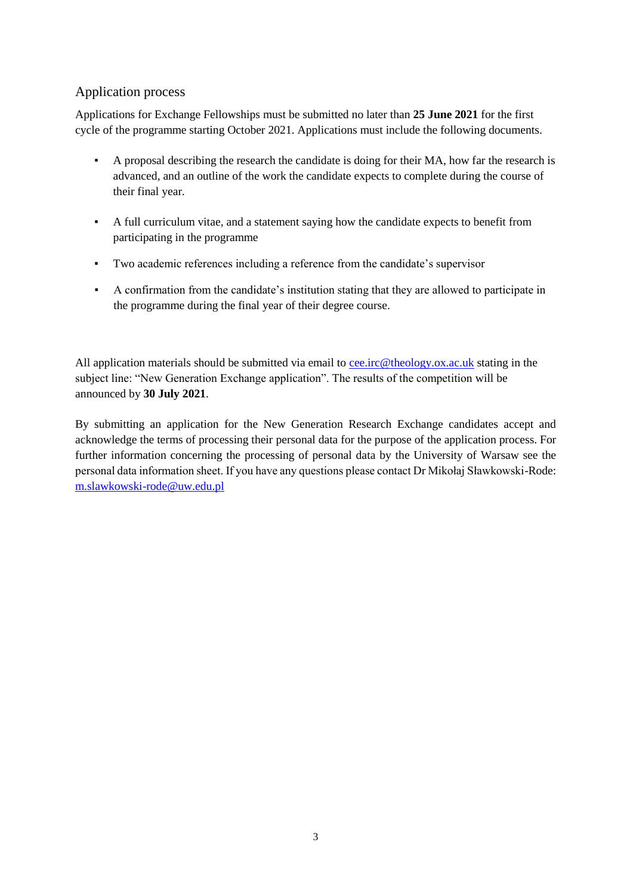## Application process

Applications for Exchange Fellowships must be submitted no later than **25 June 2021** for the first cycle of the programme starting October 2021. Applications must include the following documents.

- A proposal describing the research the candidate is doing for their MA, how far the research is advanced, and an outline of the work the candidate expects to complete during the course of their final year.
- A full curriculum vitae, and a statement saying how the candidate expects to benefit from participating in the programme
- Two academic references including a reference from the candidate's supervisor
- A confirmation from the candidate's institution stating that they are allowed to participate in the programme during the final year of their degree course.

All application materials should be submitted via email to cee.irc@theology.ox.ac.uk stating in the subject line: "New Generation Exchange application". The results of the competition will be announced by **30 July 2021**.

By submitting an application for the New Generation Research Exchange candidates accept and acknowledge the terms of processing their personal data for the purpose of the application process. For further information concerning the processing of personal data by the University of Warsaw see the personal data information sheet. If you have any questions please contact Dr Mikołaj Sławkowski-Rode: m.slawkowski-rode@uw.edu.pl